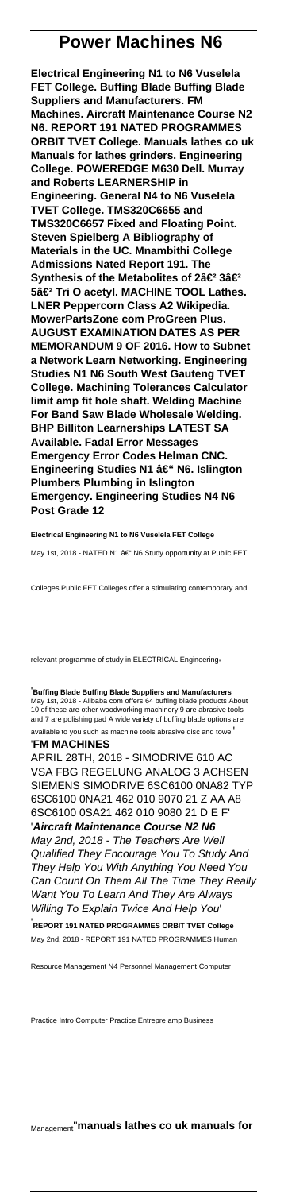# Power Machines N6

**Electrical Engineering N1 to N6 Vuselela FET College. Buffing Blade Buffing Blade Suppliers and Manufacturers. FM Machines. Aircraft Maintenance Course N2 N6. REPORT 191 NATED PROGRAMMES ORBIT TVET College. Manuals lathes co uk Manuals for lathes grinders. Engineering College. POWEREDGE M630 Dell. Murray and Roberts LEARNERSHIP in Engineering. General N4 to N6 Vuselela TVET College. TMS320C6655 and TMS320C6657 Fixed and Floating Point. Steven Spielberg A Bibliography of Materials in the UC. Mnambithi College Admissions Nated Report 191. The Synthesis of the Metabolites of 2â€² 3â€² 5â€² Tri O acetyl. MACHINE TOOL Lathes. LNER Peppercorn Class A2 Wikipedia. MowerPartsZone com ProGreen Plus. AUGUST EXAMINATION DATES AS PER MEMORANDUM 9 OF 2016. How to Subnet a Network Learn Networking. Engineering Studies N1 N6 South West Gauteng TVET College. Machining Tolerances Calculator limit amp fit hole shaft. Welding Machine For Band Saw Blade Wholesale Welding. BHP Billiton Learnerships LATEST SA Available. Fadal Error Messages Emergency Error Codes Helman CNC. Engineering Studies N1 â€“ N6. Islington Plumbers Plumbing in Islington Emergency. Engineering Studies N4 N6 Post Grade 12**

**Electrical Engineering N1 to N6 Vuselela FET College**

May 1st, 2018 - NATED N1 â€“ N6 Study opportunity at Public FET Colleges Public FET Colleges offer a stimulating contemporary and relevant programme of study in ELECTRICAL Engineering'

'**Buffing Blade Buffing Blade Suppliers and Manufacturers**
May 1st, 2018 - Alibaba com offers 64 buffing blade products About 10 of these are other woodworking machinery 9 are abrasive tools and 7 are polishing pad A wide variety of buffing blade options are available to you such as machine tools abrasive disc and towel'

'**FM MACHINES**
APRIL 28TH, 2018 - SIMODRIVE 610 AC VSA FBG REGELUNG ANALOG 3 ACHSEN SIEMENS SIMODRIVE 6SC6100 0NA82 TYP 6SC6100 0NA21 462 010 9070 21 Z AA A8 6SC6100 0SA21 462 010 9080 21 D E F'

'***Aircraft Maintenance Course N2 N6***
*May 2nd, 2018 - The Teachers Are Well Qualified They Encourage You To Study And They Help You With Anything You Need You Can Count On Them All The Time They Really Want You To Learn And They Are Always Willing To Explain Twice And Help You*'

'**REPORT 191 NATED PROGRAMMES ORBIT TVET College**
May 2nd, 2018 - REPORT 191 NATED PROGRAMMES Human Resource Management N4 Personnel Management Computer Practice Intro Computer Practice Entrepre amp Business Management''**manuals lathes co uk manuals for**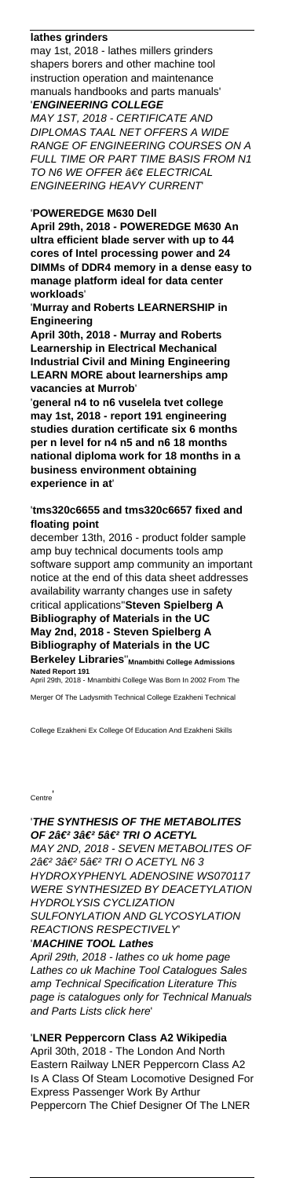**lathes grinders**

may 1st, 2018 - lathes millers grinders shapers borers and other machine tool instruction operation and maintenance manuals handbooks and parts manuals'

'***ENGINEERING COLLEGE***

*MAY 1ST, 2018 - CERTIFICATE AND DIPLOMAS TAAL NET OFFERS A WIDE RANGE OF ENGINEERING COURSES ON A FULL TIME OR PART TIME BASIS FROM N1 TO N6 WE OFFER â€¢ ELECTRICAL ENGINEERING HEAVY CURRENT*'

'**POWEREDGE M630 Dell**

**April 29th, 2018 - POWEREDGE M630 An ultra efficient blade server with up to 44 cores of Intel processing power and 24 DIMMs of DDR4 memory in a dense easy to manage platform ideal for data center workloads**'

'**Murray and Roberts LEARNERSHIP in Engineering**

**April 30th, 2018 - Murray and Roberts Learnership in Electrical Mechanical Industrial Civil and Mining Engineering LEARN MORE about learnerships amp vacancies at Murrob**'

'**general n4 to n6 vuselela tvet college may 1st, 2018 - report 191 engineering studies duration certificate six 6 months per n level for n4 n5 and n6 18 months national diploma work for 18 months in a business environment obtaining experience in at**'

'**tms320c6655 and tms320c6657 fixed and floating point**

december 13th, 2016 - product folder sample amp buy technical documents tools amp software support amp community an important notice at the end of this data sheet addresses availability warranty changes use in safety critical applications''**Steven Spielberg A Bibliography of Materials in the UC May 2nd, 2018 - Steven Spielberg A Bibliography of Materials in the UC Berkeley Libraries**''**Mnambithi College Admissions Nated Report 191**

April 29th, 2018 - Mnambithi College Was Born In 2002 From The Merger Of The Ladysmith Technical College Ezakheni Technical College Ezakheni Ex College Of Education And Ezakheni Skills Centre'

'***THE SYNTHESIS OF THE METABOLITES OF 2â€² 3â€² 5â€² TRI O ACETYL***

*MAY 2ND, 2018 - SEVEN METABOLITES OF 2â€² 3â€² 5â€² TRI O ACETYL N6 3 HYDROXYPHENYL ADENOSINE WS070117 WERE SYNTHESIZED BY DEACETYLATION HYDROLYSIS CYCLIZATION SULFONYLATION AND GLYCOSYLATION REACTIONS RESPECTIVELY*'

'***MACHINE TOOL Lathes***

*April 29th, 2018 - lathes co uk home page Lathes co uk Machine Tool Catalogues Sales amp Technical Specification Literature This page is catalogues only for Technical Manuals and Parts Lists click here*'

'**LNER Peppercorn Class A2 Wikipedia**

April 30th, 2018 - The London And North Eastern Railway LNER Peppercorn Class A2 Is A Class Of Steam Locomotive Designed For Express Passenger Work By Arthur Peppercorn The Chief Designer Of The LNER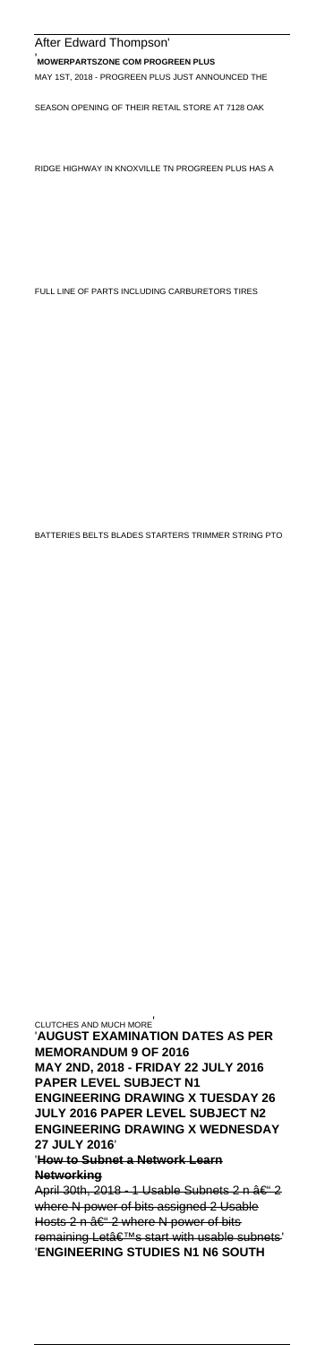After Edward Thompson'

'**MOWERPARTSZONE COM PROGREEN PLUS**

MAY 1ST, 2018 - PROGREEN PLUS JUST ANNOUNCED THE SEASON OPENING OF THEIR RETAIL STORE AT 7128 OAK RIDGE HIGHWAY IN KNOXVILLE TN PROGREEN PLUS HAS A FULL LINE OF PARTS INCLUDING CARBURETORS TIRES BATTERIES BELTS BLADES STARTERS TRIMMER STRING PTO CLUTCHES AND MUCH MORE'

'**AUGUST EXAMINATION DATES AS PER MEMORANDUM 9 OF 2016**
**MAY 2ND, 2018 - FRIDAY 22 JULY 2016 PAPER LEVEL SUBJECT N1 ENGINEERING DRAWING X TUESDAY 26 JULY 2016 PAPER LEVEL SUBJECT N2 ENGINEERING DRAWING X WEDNESDAY 27 JULY 2016**'

'~~**How to Subnet a Network Learn Networking**~~
~~April 30th, 2018 - 1 Usable Subnets 2 n â€" 2 where N power of bits assigned 2 Usable Hosts 2 n â€" 2 where N power of bits remaining Letâ€™s start with usable subnets~~'

'**ENGINEERING STUDIES N1 N6 SOUTH**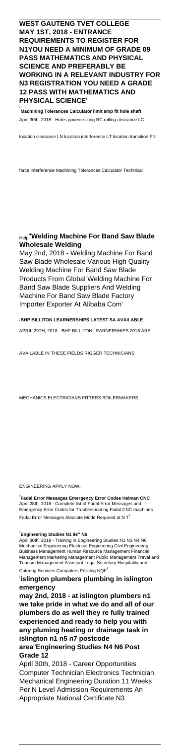**WEST GAUTENG TVET COLLEGE MAY 1ST, 2018 - ENTRANCE REQUIREMENTS TO REGISTER FOR N1YOU NEED A MINIMUM OF GRADE 09 PASS MATHEMATICS AND PHYSICAL SCIENCE AND PREFERABLY BE WORKING IN A RELEVANT INDUSTRY FOR N3 REGISTRATION YOU NEED A GRADE 12 PASS WITH MATHEMATICS AND PHYSICAL SCIENCE**'

'**Machining Tolerances Calculator limit amp fit hole shaft**
April 30th, 2018 - Holes govern sizing RC rolling clearance LC location clearance LN location interference LT location transition FN force interference Machining Tolerances Calculator Technical Help''**Welding Machine For Band Saw Blade Wholesale Welding**

May 2nd, 2018 - Welding Machine For Band Saw Blade Wholesale Various High Quality Welding Machine For Band Saw Blade Products From Global Welding Machine For Band Saw Blade Suppliers And Welding Machine For Band Saw Blade Factory Importer Exporter At Alibaba Com'

'**BHP BILLITON LEARNERSHIPS LATEST SA AVAILABLE**
APRIL 29TH, 2018 - BHP BILLITON LEARNERSHIPS 2016 ARE AVAILABLE IN THESE FIELDS RIGGER TECHNICIANS MECHANICS ELECTRICIANS FITTERS BOILERMAKERS ENGINEERING APPLY NOW'

'**Fadal Error Messages Emergency Error Codes Helman CNC**
April 28th, 2018 - Complete list of Fadal Error Messages and Emergency Error Codes for Troubleshooting Fadal CNC machines Fadal Error Messages Absolute Mode Required at N T'

'**Engineering Studies N1 â€“ N6**
April 30th, 2018 - Training in Engineering Studies N1 N3 N4 N6 Mechanical Engineering Electrical Engineering Civil Engineering Business Management Human Resource Management Financial Management Marketing Management Public Management Travel and Tourism Management Assistant Legal Secretary Hospitality and Catering Services Computers Policing NQF'

'**islington plumbers plumbing in islington emergency**
**may 2nd, 2018 - at islington plumbers n1 we take pride in what we do and all of our plumbers do as well they re fully trained experienced and ready to help you with any pluming heating or drainage task in islington n1 n5 n7 postcode area**''**Engineering Studies N4 N6 Post Grade 12**

April 30th, 2018 - Career Opportunities Computer Technician Electronics Technician Mechanical Engineering Duration 11 Weeks Per N Level Admission Requirements An Appropriate National Certificate N3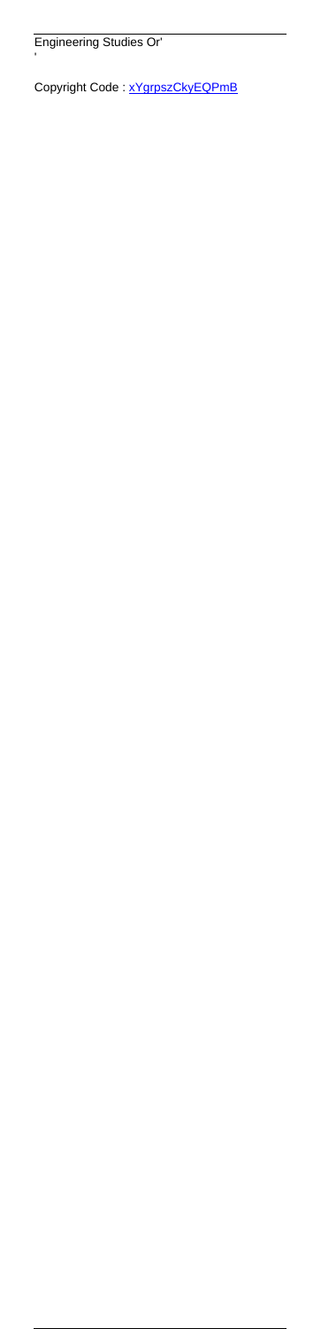Engineering Studies Or'

'

Copyright Code : [xYgrpszCkyEQPmB]